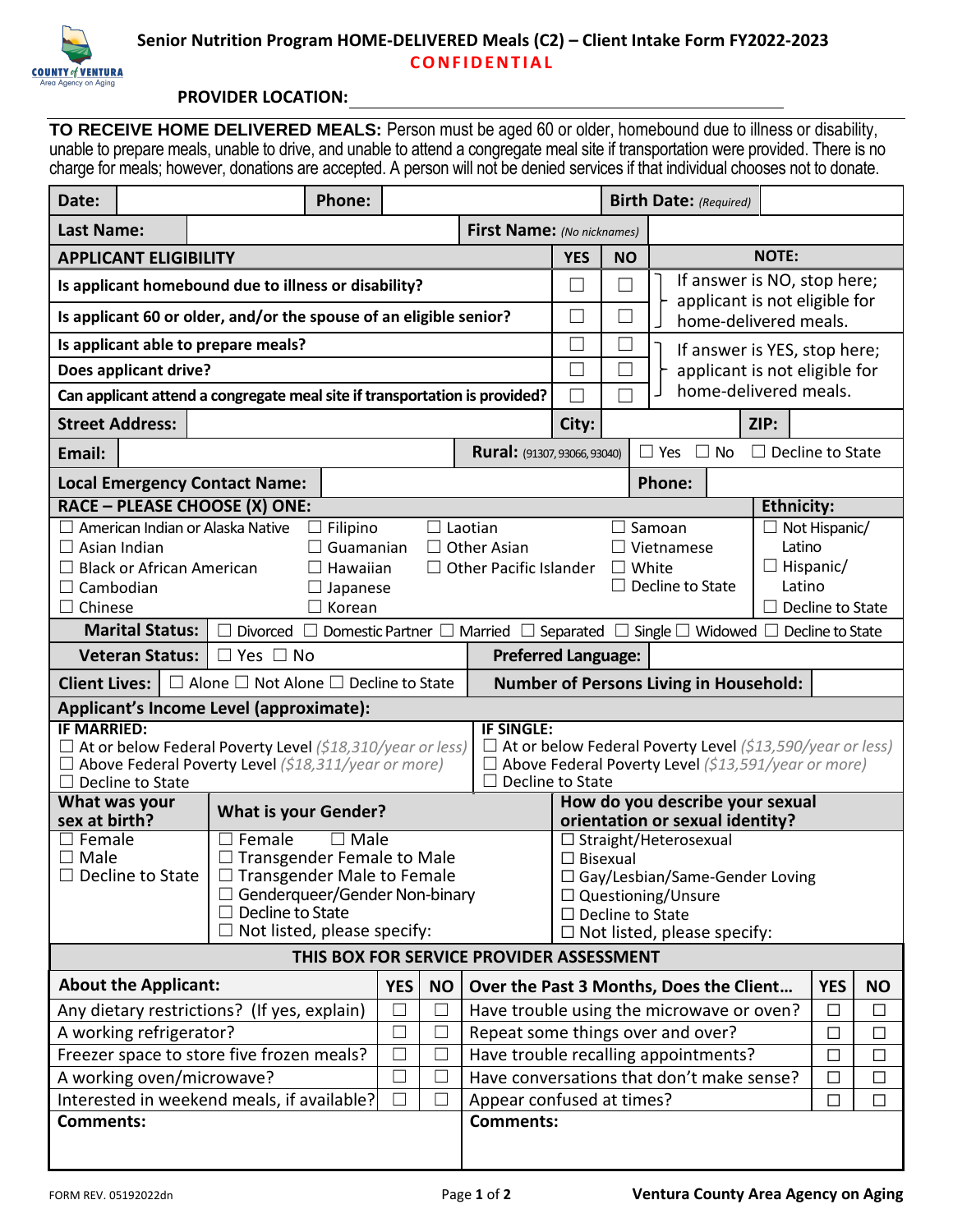COUNTY of VENTURA
Area Agency on Aging

# Senior Nutrition Program HOME-DELIVERED Meals (C2) – Client Intake Form FY2022-2023

**CONFIDENTIAL**

**PROVIDER LOCATION:** ______________________________

**TO RECEIVE HOME DELIVERED MEALS:** Person must be aged 60 or older, homebound due to illness or disability, unable to prepare meals, unable to drive, and unable to attend a congregate meal site if transportation were provided. There is no charge for meals; however, donations are accepted. A person will not be denied services if that individual chooses not to donate.

| **Date:** | | **Phone:** | | **Birth Date:** *(Required)* | |
|---|---|---|---|---|---|
| **Last Name:** | | **First Name:** *(No nicknames)* | | | |

| **APPLICANT ELIGIBILITY** | **YES** | **NO** | **NOTE:** |
|---|---|---|---|
| **Is applicant homebound due to illness or disability?** | ☐ | ☐ | If answer is NO, stop here; applicant is not eligible for home-delivered meals. |
| **Is applicant 60 or older, and/or the spouse of an eligible senior?** | ☐ | ☐ | |
| **Is applicant able to prepare meals?** | ☐ | ☐ | If answer is YES, stop here; applicant is not eligible for home-delivered meals. |
| **Does applicant drive?** | ☐ | ☐ | |
| **Can applicant attend a congregate meal site if transportation is provided?** | ☐ | ☐ | |

| **Street Address:** | | **City:** | | **ZIP:** | |
|---|---|---|---|---|---|
| **Email:** | | **Rural:** (91307, 93066, 93040) | ☐ Yes ☐ No ☐ Decline to State | | |
| **Local Emergency Contact Name:** | | **Phone:** | | | |

**RACE – PLEASE CHOOSE (X) ONE:**

| | | | | **Ethnicity:** |
|---|---|---|---|---|
| ☐ American Indian or Alaska Native | ☐ Filipino | ☐ Laotian | ☐ Samoan | ☐ Not Hispanic/ Latino |
| ☐ Asian Indian | ☐ Guamanian | ☐ Other Asian | ☐ Vietnamese | ☐ Hispanic/ Latino |
| ☐ Black or African American | ☐ Hawaiian | ☐ Other Pacific Islander | ☐ White | ☐ Decline to State |
| ☐ Cambodian | ☐ Japanese | | ☐ Decline to State | |
| ☐ Chinese | ☐ Korean | | | |

**Marital Status:** ☐ Divorced ☐ Domestic Partner ☐ Married ☐ Separated ☐ Single ☐ Widowed ☐ Decline to State

| **Veteran Status:** | ☐ Yes ☐ No | **Preferred Language:** | |
|---|---|---|---|
| **Client Lives:** | ☐ Alone ☐ Not Alone ☐ Decline to State | **Number of Persons Living in Household:** | |

**Applicant's Income Level (approximate):**

| **IF MARRIED:** | **IF SINGLE:** |
|---|---|
| ☐ At or below Federal Poverty Level *($18,310/year or less)* | ☐ At or below Federal Poverty Level *($13,590/year or less)* |
| ☐ Above Federal Poverty Level *($18,311/year or more)* | ☐ Above Federal Poverty Level *($13,591/year or more)* |
| ☐ Decline to State | ☐ Decline to State |

| **What was your sex at birth?** | **What is your Gender?** | **How do you describe your sexual orientation or sexual identity?** |
|---|---|---|
| ☐ Female | ☐ Female ☐ Male | ☐ Straight/Heterosexual |
| ☐ Male | ☐ Transgender Female to Male | ☐ Bisexual |
| ☐ Decline to State | ☐ Transgender Male to Female | ☐ Gay/Lesbian/Same-Gender Loving |
| | ☐ Genderqueer/Gender Non-binary | ☐ Questioning/Unsure |
| | ☐ Decline to State | ☐ Decline to State |
| | ☐ Not listed, please specify: | ☐ Not listed, please specify: |

**THIS BOX FOR SERVICE PROVIDER ASSESSMENT**

| **About the Applicant:** | **YES** | **NO** | **Over the Past 3 Months, Does the Client…** | **YES** | **NO** |
|---|---|---|---|---|---|
| Any dietary restrictions? (If yes, explain) | ☐ | ☐ | Have trouble using the microwave or oven? | ☐ | ☐ |
| A working refrigerator? | ☐ | ☐ | Repeat some things over and over? | ☐ | ☐ |
| Freezer space to store five frozen meals? | ☐ | ☐ | Have trouble recalling appointments? | ☐ | ☐ |
| A working oven/microwave? | ☐ | ☐ | Have conversations that don't make sense? | ☐ | ☐ |
| Interested in weekend meals, if available? | ☐ | ☐ | Appear confused at times? | ☐ | ☐ |
| **Comments:** | | | **Comments:** | | |

FORM REV. 05192022dn

Ventura County Area Agency on Aging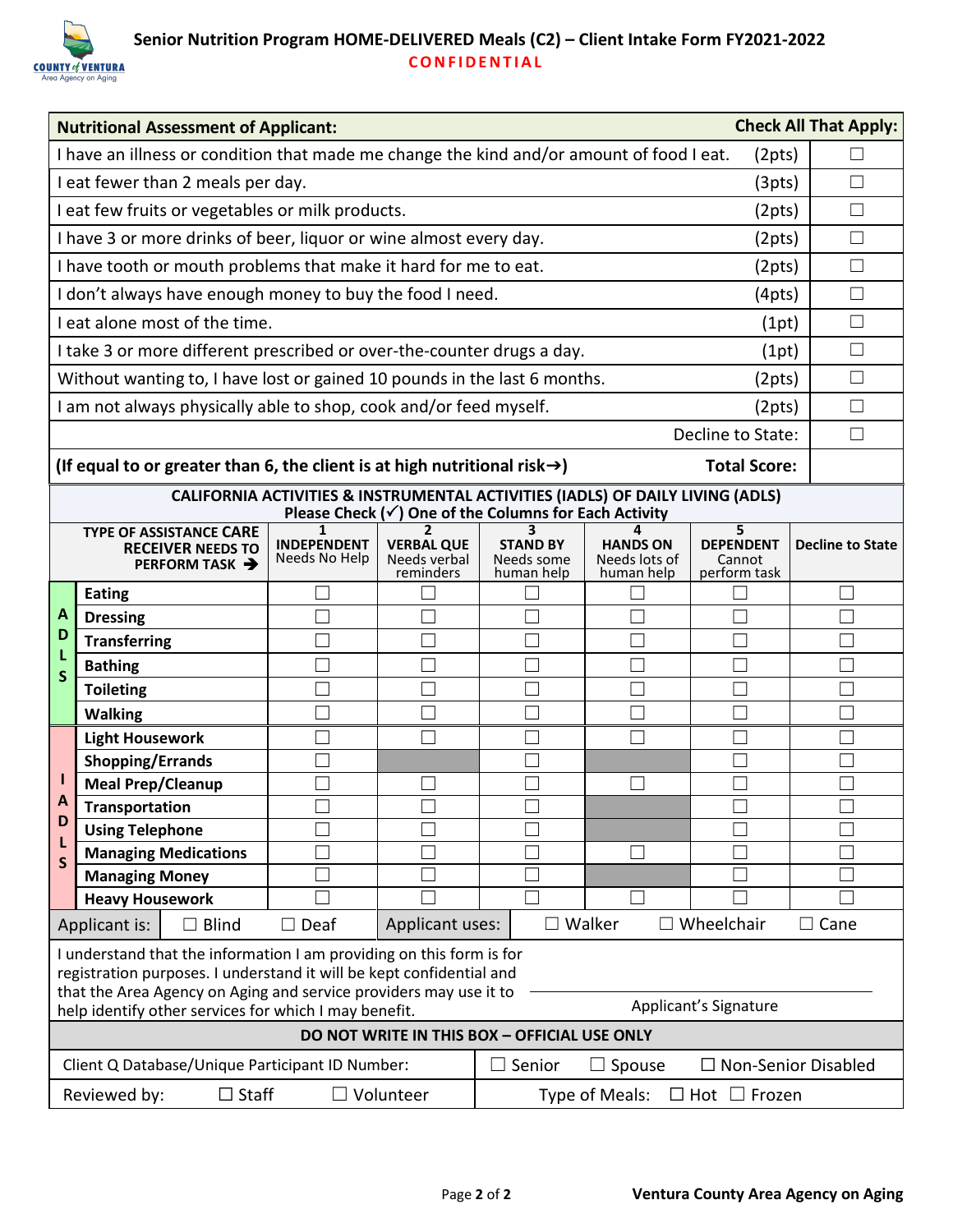**Senior Nutrition Program HOME-DELIVERED Meals (C2) – Client Intake Form FY2021-2022**

**CONFIDENTIAL**

| **Nutritional Assessment of Applicant:** | | **Check All That Apply:** |
|---|---|---|
| I have an illness or condition that made me change the kind and/or amount of food I eat. | (2pts) | ☐ |
| I eat fewer than 2 meals per day. | (3pts) | ☐ |
| I eat few fruits or vegetables or milk products. | (2pts) | ☐ |
| I have 3 or more drinks of beer, liquor or wine almost every day. | (2pts) | ☐ |
| I have tooth or mouth problems that make it hard for me to eat. | (2pts) | ☐ |
| I don't always have enough money to buy the food I need. | (4pts) | ☐ |
| I eat alone most of the time. | (1pt) | ☐ |
| I take 3 or more different prescribed or over-the-counter drugs a day. | (1pt) | ☐ |
| Without wanting to, I have lost or gained 10 pounds in the last 6 months. | (2pts) | ☐ |
| I am not always physically able to shop, cook and/or feed myself. | (2pts) | ☐ |
| | Decline to State: | ☐ |
| **(If equal to or greater than 6, the client is at high nutritional risk→)** | **Total Score:** | |

**CALIFORNIA ACTIVITIES & INSTRUMENTAL ACTIVITIES (IADLS) OF DAILY LIVING (ADLS)**
**Please Check (✓) One of the Columns for Each Activity**

| | **TYPE OF ASSISTANCE CARE RECEIVER NEEDS TO PERFORM TASK ➔** | **1 INDEPENDENT** Needs No Help | **2 VERBAL QUE** Needs verbal reminders | **3 STAND BY** Needs some human help | **4 HANDS ON** Needs lots of human help | **5 DEPENDENT** Cannot perform task | **Decline to State** |
|---|---|---|---|---|---|---|---|
| **ADLS** | **Eating** | ☐ | ☐ | ☐ | ☐ | ☐ | ☐ |
| | **Dressing** | ☐ | ☐ | ☐ | ☐ | ☐ | ☐ |
| | **Transferring** | ☐ | ☐ | ☐ | ☐ | ☐ | ☐ |
| | **Bathing** | ☐ | ☐ | ☐ | ☐ | ☐ | ☐ |
| | **Toileting** | ☐ | ☐ | ☐ | ☐ | ☐ | ☐ |
| | **Walking** | ☐ | ☐ | ☐ | ☐ | ☐ | ☐ |
| **IADLS** | **Light Housework** | ☐ | ☐ | ☐ | ☐ | ☐ | ☐ |
| | **Shopping/Errands** | ☐ | | ☐ | | ☐ | ☐ |
| | **Meal Prep/Cleanup** | ☐ | ☐ | ☐ | ☐ | ☐ | ☐ |
| | **Transportation** | ☐ | ☐ | ☐ | | ☐ | ☐ |
| | **Using Telephone** | ☐ | ☐ | ☐ | | ☐ | ☐ |
| | **Managing Medications** | ☐ | ☐ | ☐ | ☐ | ☐ | ☐ |
| | **Managing Money** | ☐ | ☐ | ☐ | | ☐ | ☐ |
| | **Heavy Housework** | ☐ | ☐ | ☐ | ☐ | ☐ | ☐ |

Applicant is: ☐ Blind ☐ Deaf    Applicant uses: ☐ Walker ☐ Wheelchair ☐ Cane

I understand that the information I am providing on this form is for registration purposes. I understand it will be kept confidential and that the Area Agency on Aging and service providers may use it to help identify other services for which I may benefit.

______________________________
Applicant's Signature

**DO NOT WRITE IN THIS BOX – OFFICIAL USE ONLY**

| | |
|---|---|
| Client Q Database/Unique Participant ID Number: | ☐ Senior ☐ Spouse ☐ Non-Senior Disabled |
| Reviewed by: ☐ Staff ☐ Volunteer | Type of Meals: ☐ Hot ☐ Frozen |

**Ventura County Area Agency on Aging**